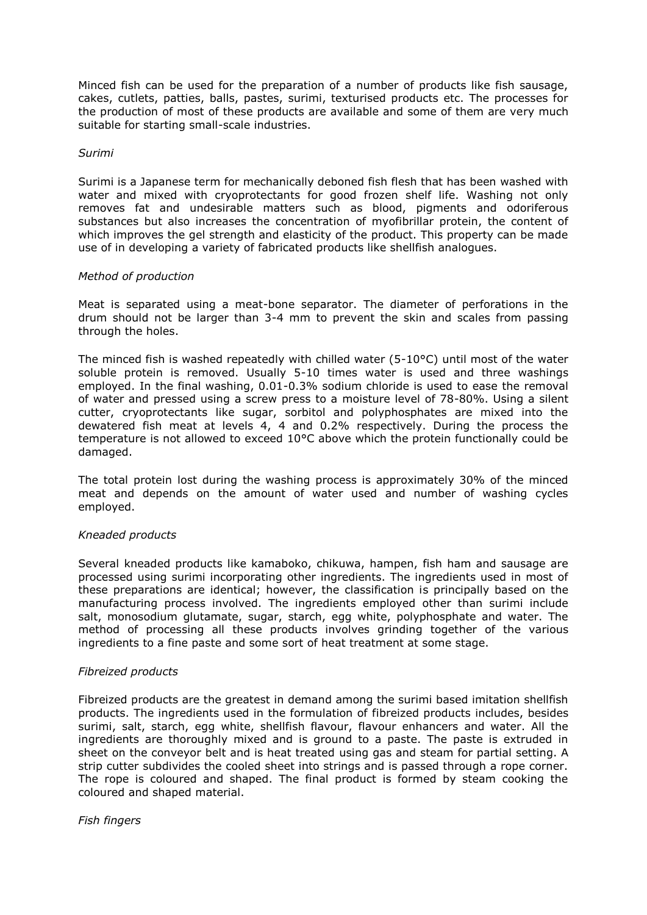Minced fish can be used for the preparation of a number of products like fish sausage, cakes, cutlets, patties, balls, pastes, surimi, texturised products etc. The processes for the production of most of these products are available and some of them are very much suitable for starting small-scale industries.

*Surimi*

Surimi is a Japanese term for mechanically deboned fish flesh that has been washed with water and mixed with cryoprotectants for good frozen shelf life. Washing not only removes fat and undesirable matters such as blood, pigments and odoriferous substances but also increases the concentration of myofibrillar protein, the content of which improves the gel strength and elasticity of the product. This property can be made use of in developing a variety of fabricated products like shellfish analogues.

*Method of production*

Meat is separated using a meat-bone separator. The diameter of perforations in the drum should not be larger than 3-4 mm to prevent the skin and scales from passing through the holes.

The minced fish is washed repeatedly with chilled water (5-10°C) until most of the water soluble protein is removed. Usually 5-10 times water is used and three washings employed. In the final washing, 0.01-0.3% sodium chloride is used to ease the removal of water and pressed using a screw press to a moisture level of 78-80%. Using a silent cutter, cryoprotectants like sugar, sorbitol and polyphosphates are mixed into the dewatered fish meat at levels 4, 4 and 0.2% respectively. During the process the temperature is not allowed to exceed 10°C above which the protein functionally could be damaged.

The total protein lost during the washing process is approximately 30% of the minced meat and depends on the amount of water used and number of washing cycles employed.

*Kneaded products*

Several kneaded products like kamaboko, chikuwa, hampen, fish ham and sausage are processed using surimi incorporating other ingredients. The ingredients used in most of these preparations are identical; however, the classification is principally based on the manufacturing process involved. The ingredients employed other than surimi include salt, monosodium glutamate, sugar, starch, egg white, polyphosphate and water. The method of processing all these products involves grinding together of the various ingredients to a fine paste and some sort of heat treatment at some stage.

*Fibreized products*

Fibreized products are the greatest in demand among the surimi based imitation shellfish products. The ingredients used in the formulation of fibreized products includes, besides surimi, salt, starch, egg white, shellfish flavour, flavour enhancers and water. All the ingredients are thoroughly mixed and is ground to a paste. The paste is extruded in sheet on the conveyor belt and is heat treated using gas and steam for partial setting. A strip cutter subdivides the cooled sheet into strings and is passed through a rope corner. The rope is coloured and shaped. The final product is formed by steam cooking the coloured and shaped material.

*Fish fingers*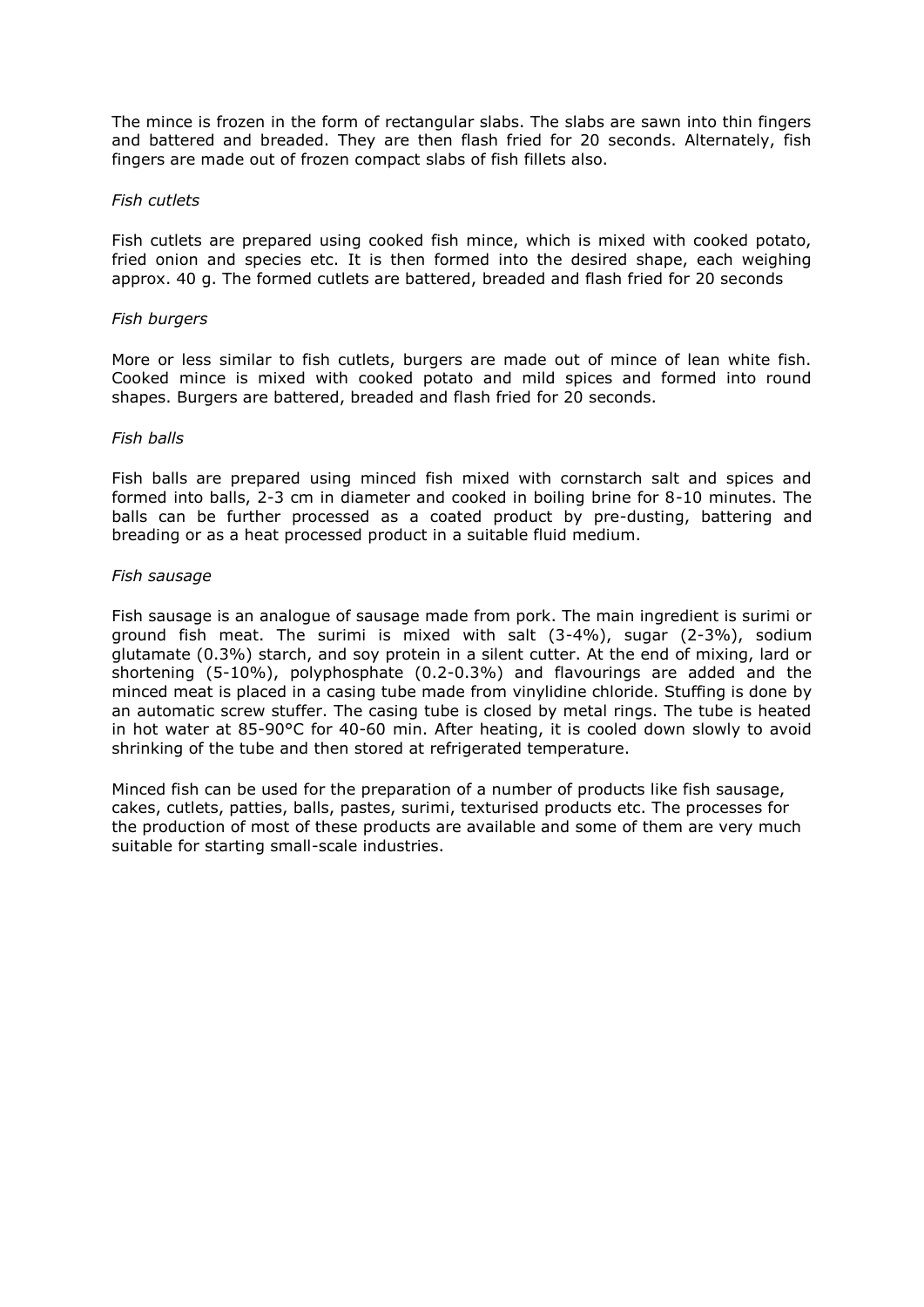The mince is frozen in the form of rectangular slabs. The slabs are sawn into thin fingers and battered and breaded. They are then flash fried for 20 seconds. Alternately, fish fingers are made out of frozen compact slabs of fish fillets also.

*Fish cutlets*

Fish cutlets are prepared using cooked fish mince, which is mixed with cooked potato, fried onion and species etc. It is then formed into the desired shape, each weighing approx. 40 g. The formed cutlets are battered, breaded and flash fried for 20 seconds

*Fish burgers*

More or less similar to fish cutlets, burgers are made out of mince of lean white fish. Cooked mince is mixed with cooked potato and mild spices and formed into round shapes. Burgers are battered, breaded and flash fried for 20 seconds.

*Fish balls*

Fish balls are prepared using minced fish mixed with cornstarch salt and spices and formed into balls, 2-3 cm in diameter and cooked in boiling brine for 8-10 minutes. The balls can be further processed as a coated product by pre-dusting, battering and breading or as a heat processed product in a suitable fluid medium.

*Fish sausage*

Fish sausage is an analogue of sausage made from pork. The main ingredient is surimi or ground fish meat. The surimi is mixed with salt (3-4%), sugar (2-3%), sodium glutamate (0.3%) starch, and soy protein in a silent cutter. At the end of mixing, lard or shortening (5-10%), polyphosphate (0.2-0.3%) and flavourings are added and the minced meat is placed in a casing tube made from vinylidine chloride. Stuffing is done by an automatic screw stuffer. The casing tube is closed by metal rings. The tube is heated in hot water at 85-90°C for 40-60 min. After heating, it is cooled down slowly to avoid shrinking of the tube and then stored at refrigerated temperature.

Minced fish can be used for the preparation of a number of products like fish sausage, cakes, cutlets, patties, balls, pastes, surimi, texturised products etc. The processes for the production of most of these products are available and some of them are very much suitable for starting small-scale industries.